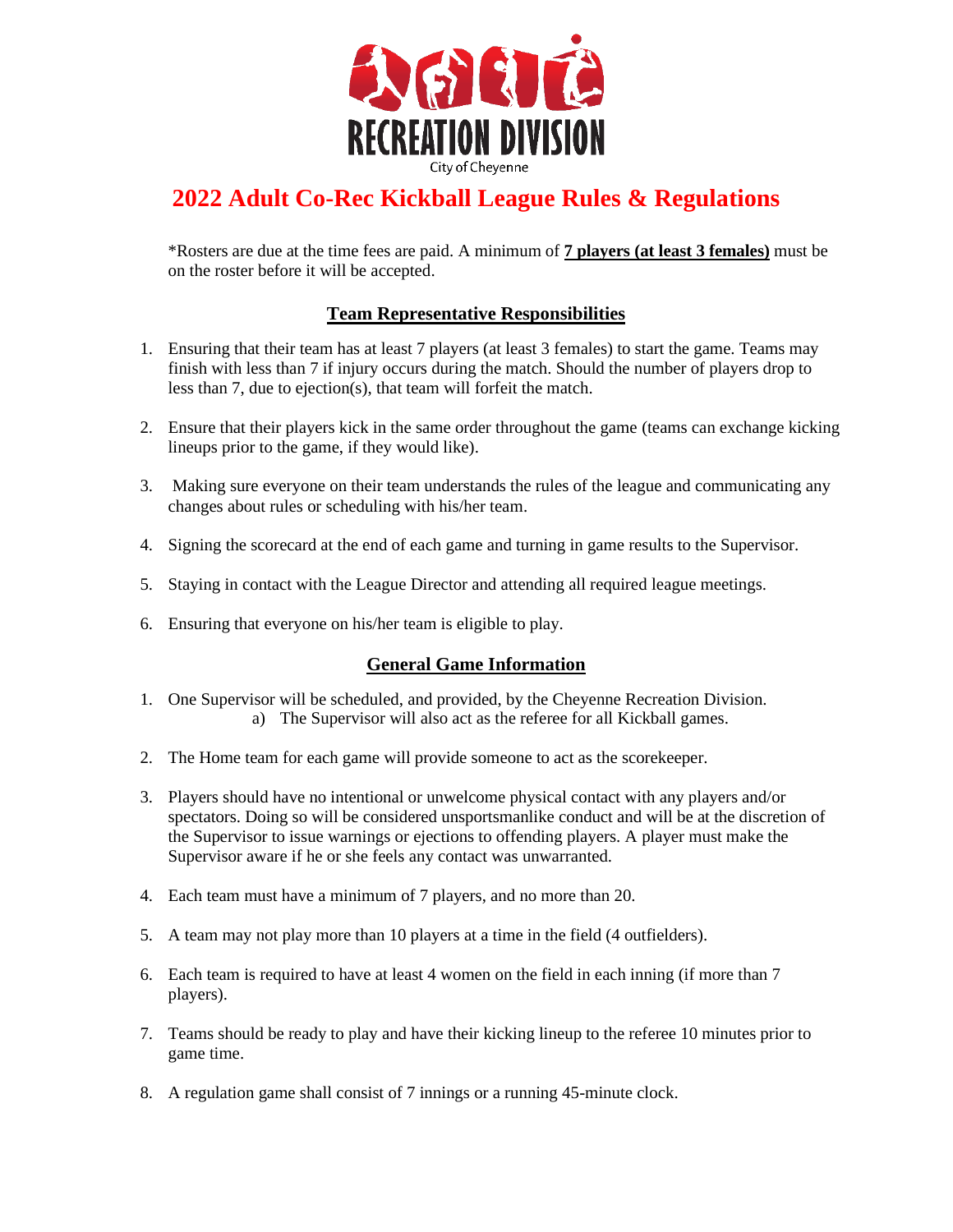RECREATION DIVISION

City of Cheyenne

# 2022 Adult Co-Rec Kickball League Rules & Regulations

*Rosters are due at the time fees are paid. A minimum of **7 players (at least 3 females)** must be on the roster before it will be accepted.

## Team Representative Responsibilities

1. Ensuring that their team has at least 7 players (at least 3 females) to start the game. Teams may finish with less than 7 if injury occurs during the match. Should the number of players drop to less than 7, due to ejection(s), that team will forfeit the match.

2. Ensure that their players kick in the same order throughout the game (teams can exchange kicking lineups prior to the game, if they would like).

3. Making sure everyone on their team understands the rules of the league and communicating any changes about rules or scheduling with his/her team.

4. Signing the scorecard at the end of each game and turning in game results to the Supervisor.

5. Staying in contact with the League Director and attending all required league meetings.

6. Ensuring that everyone on his/her team is eligible to play.

## General Game Information

1. One Supervisor will be scheduled, and provided, by the Cheyenne Recreation Division.
   a) The Supervisor will also act as the referee for all Kickball games.

2. The Home team for each game will provide someone to act as the scorekeeper.

3. Players should have no intentional or unwelcome physical contact with any players and/or spectators. Doing so will be considered unsportsmanlike conduct and will be at the discretion of the Supervisor to issue warnings or ejections to offending players. A player must make the Supervisor aware if he or she feels any contact was unwarranted.

4. Each team must have a minimum of 7 players, and no more than 20.

5. A team may not play more than 10 players at a time in the field (4 outfielders).

6. Each team is required to have at least 4 women on the field in each inning (if more than 7 players).

7. Teams should be ready to play and have their kicking lineup to the referee 10 minutes prior to game time.

8. A regulation game shall consist of 7 innings or a running 45-minute clock.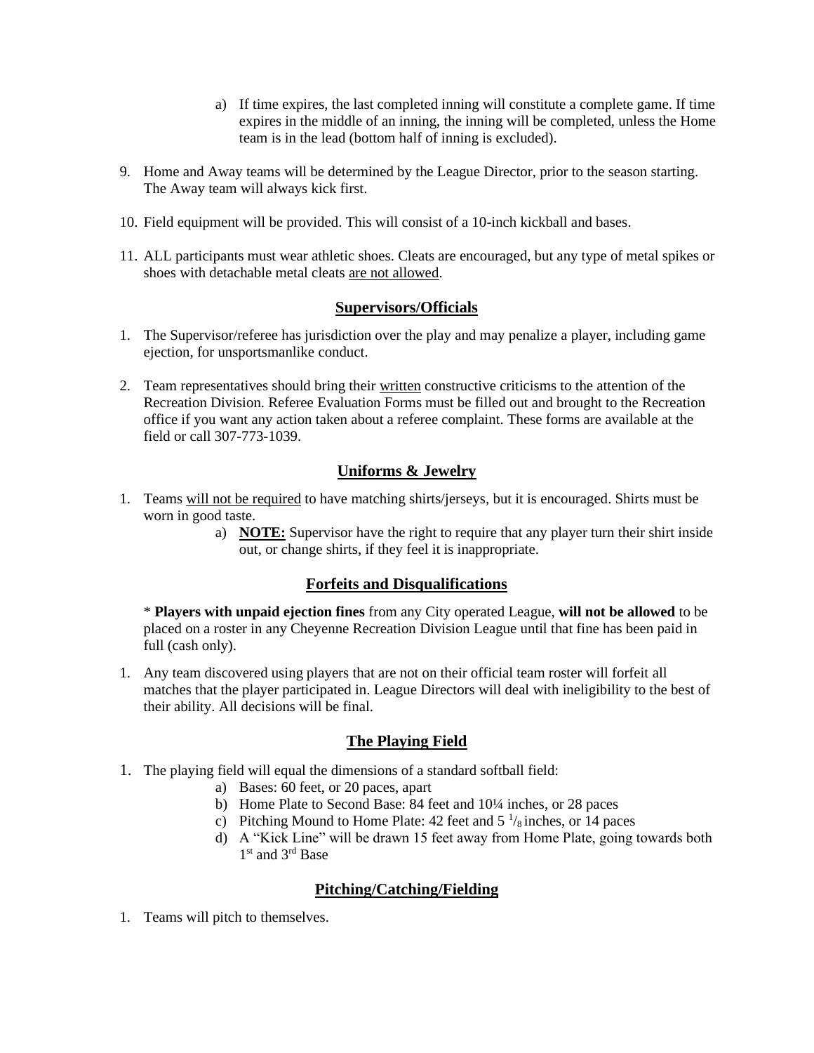a) If time expires, the last completed inning will constitute a complete game. If time expires in the middle of an inning, the inning will be completed, unless the Home team is in the lead (bottom half of inning is excluded).

9. Home and Away teams will be determined by the League Director, prior to the season starting. The Away team will always kick first.

10. Field equipment will be provided. This will consist of a 10-inch kickball and bases.

11. ALL participants must wear athletic shoes. Cleats are encouraged, but any type of metal spikes or shoes with detachable metal cleats <u>are not allowed</u>.

## Supervisors/Officials

1. The Supervisor/referee has jurisdiction over the play and may penalize a player, including game ejection, for unsportsmanlike conduct.

2. Team representatives should bring their <u>written</u> constructive criticisms to the attention of the Recreation Division. Referee Evaluation Forms must be filled out and brought to the Recreation office if you want any action taken about a referee complaint. These forms are available at the field or call 307-773-1039.

## Uniforms & Jewelry

1. Teams <u>will not be required</u> to have matching shirts/jerseys, but it is encouraged. Shirts must be worn in good taste.
   a) **<u>NOTE:</u>** Supervisor have the right to require that any player turn their shirt inside out, or change shirts, if they feel it is inappropriate.

## Forfeits and Disqualifications

\* **Players with unpaid ejection fines** from any City operated League, **will not be allowed** to be placed on a roster in any Cheyenne Recreation Division League until that fine has been paid in full (cash only).

1. Any team discovered using players that are not on their official team roster will forfeit all matches that the player participated in. League Directors will deal with ineligibility to the best of their ability. All decisions will be final.

## The Playing Field

1. The playing field will equal the dimensions of a standard softball field:
   a) Bases: 60 feet, or 20 paces, apart
   b) Home Plate to Second Base: 84 feet and 10¼ inches, or 28 paces
   c) Pitching Mound to Home Plate: 42 feet and 5 $^{1}/_{8}$ inches, or 14 paces
   d) A "Kick Line" will be drawn 15 feet away from Home Plate, going towards both 1st and 3rd Base

## Pitching/Catching/Fielding

1. Teams will pitch to themselves.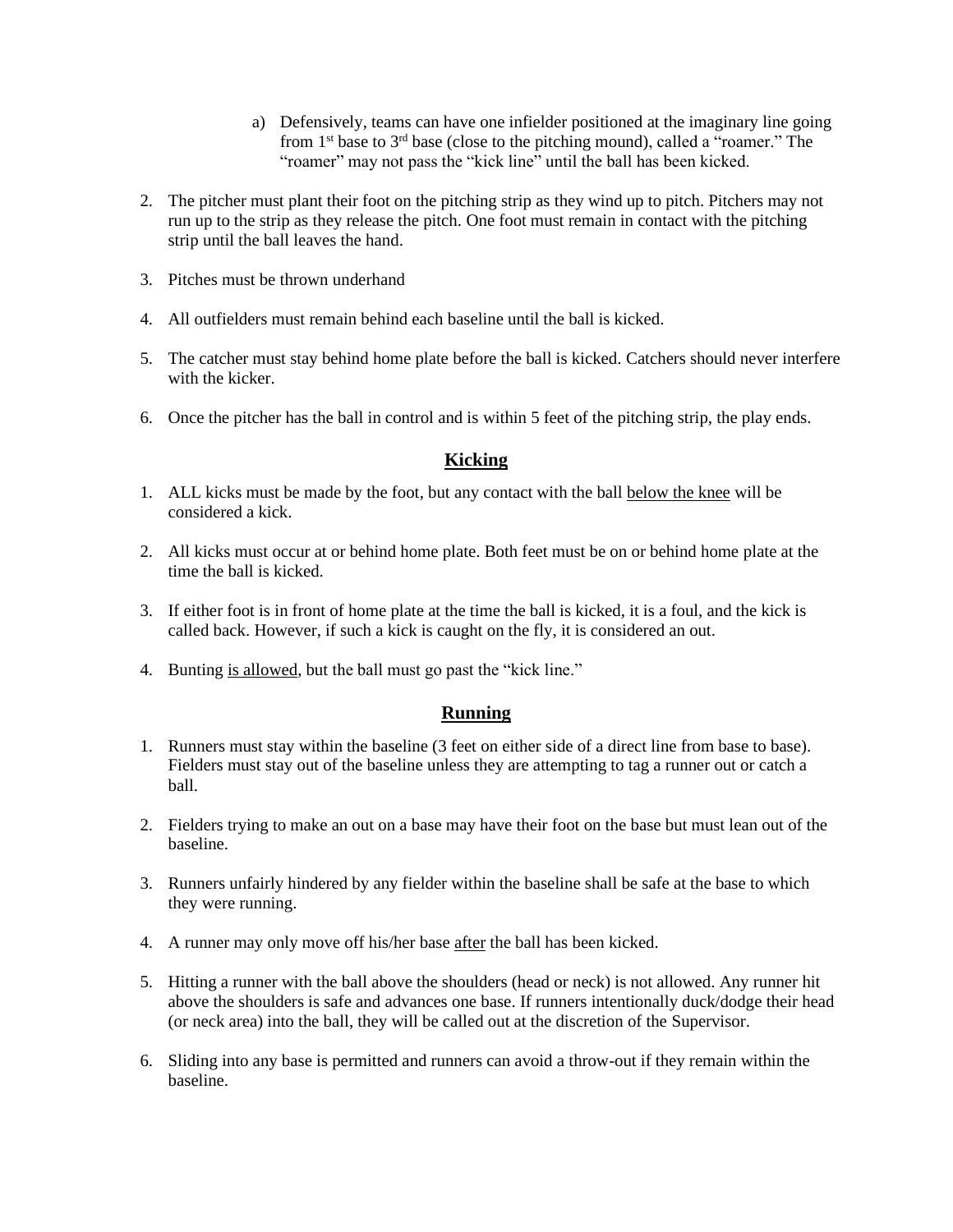a) Defensively, teams can have one infielder positioned at the imaginary line going from 1st base to 3rd base (close to the pitching mound), called a "roamer." The "roamer" may not pass the "kick line" until the ball has been kicked.

2. The pitcher must plant their foot on the pitching strip as they wind up to pitch. Pitchers may not run up to the strip as they release the pitch. One foot must remain in contact with the pitching strip until the ball leaves the hand.

3. Pitches must be thrown underhand

4. All outfielders must remain behind each baseline until the ball is kicked.

5. The catcher must stay behind home plate before the ball is kicked. Catchers should never interfere with the kicker.

6. Once the pitcher has the ball in control and is within 5 feet of the pitching strip, the play ends.

## Kicking

1. ALL kicks must be made by the foot, but any contact with the ball below the knee will be considered a kick.

2. All kicks must occur at or behind home plate. Both feet must be on or behind home plate at the time the ball is kicked.

3. If either foot is in front of home plate at the time the ball is kicked, it is a foul, and the kick is called back. However, if such a kick is caught on the fly, it is considered an out.

4. Bunting is allowed, but the ball must go past the "kick line."

## Running

1. Runners must stay within the baseline (3 feet on either side of a direct line from base to base). Fielders must stay out of the baseline unless they are attempting to tag a runner out or catch a ball.

2. Fielders trying to make an out on a base may have their foot on the base but must lean out of the baseline.

3. Runners unfairly hindered by any fielder within the baseline shall be safe at the base to which they were running.

4. A runner may only move off his/her base after the ball has been kicked.

5. Hitting a runner with the ball above the shoulders (head or neck) is not allowed. Any runner hit above the shoulders is safe and advances one base. If runners intentionally duck/dodge their head (or neck area) into the ball, they will be called out at the discretion of the Supervisor.

6. Sliding into any base is permitted and runners can avoid a throw-out if they remain within the baseline.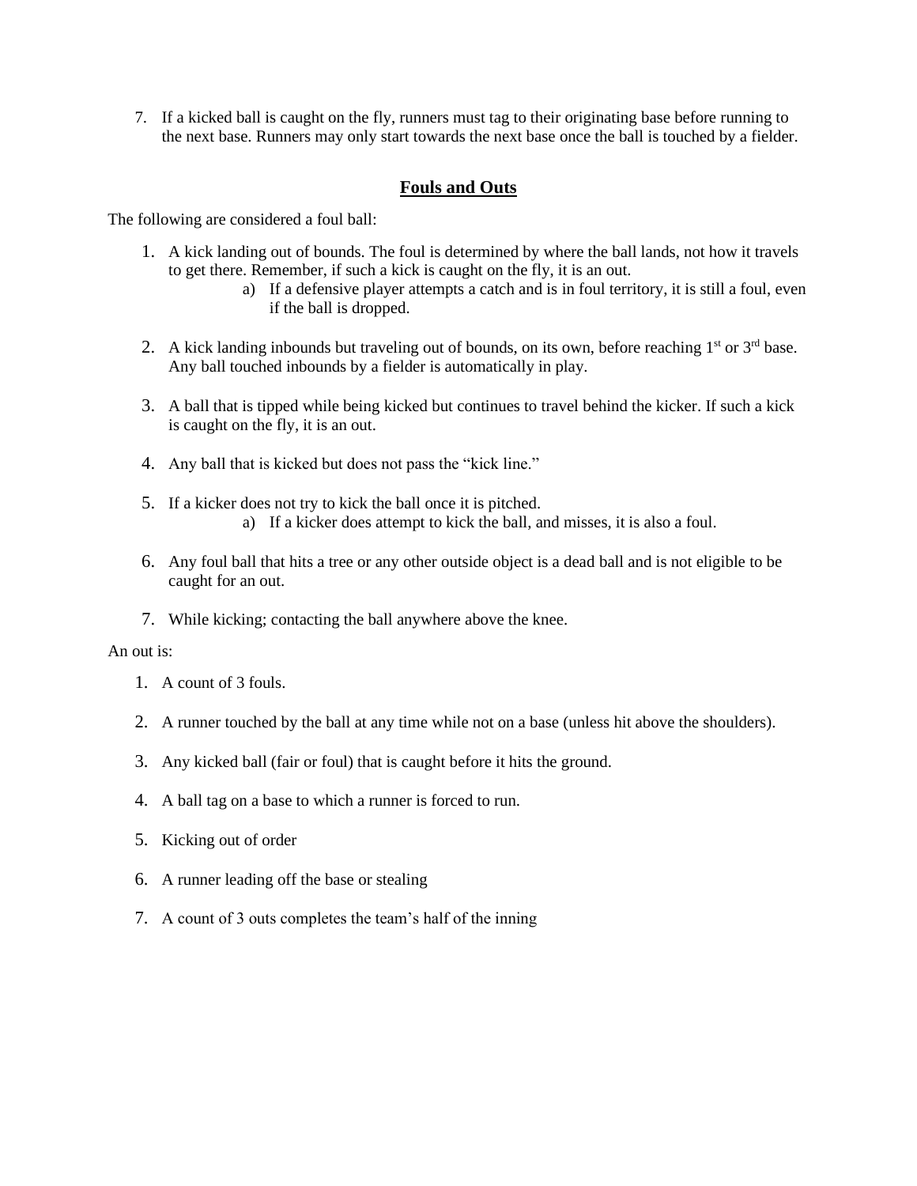7. If a kicked ball is caught on the fly, runners must tag to their originating base before running to the next base. Runners may only start towards the next base once the ball is touched by a fielder.

## Fouls and Outs

The following are considered a foul ball:

1. A kick landing out of bounds. The foul is determined by where the ball lands, not how it travels to get there. Remember, if such a kick is caught on the fly, it is an out.
    a) If a defensive player attempts a catch and is in foul territory, it is still a foul, even if the ball is dropped.

2. A kick landing inbounds but traveling out of bounds, on its own, before reaching 1st or 3rd base. Any ball touched inbounds by a fielder is automatically in play.

3. A ball that is tipped while being kicked but continues to travel behind the kicker. If such a kick is caught on the fly, it is an out.

4. Any ball that is kicked but does not pass the "kick line."

5. If a kicker does not try to kick the ball once it is pitched.
    a) If a kicker does attempt to kick the ball, and misses, it is also a foul.

6. Any foul ball that hits a tree or any other outside object is a dead ball and is not eligible to be caught for an out.

7. While kicking; contacting the ball anywhere above the knee.

An out is:

1. A count of 3 fouls.

2. A runner touched by the ball at any time while not on a base (unless hit above the shoulders).

3. Any kicked ball (fair or foul) that is caught before it hits the ground.

4. A ball tag on a base to which a runner is forced to run.

5. Kicking out of order

6. A runner leading off the base or stealing

7. A count of 3 outs completes the team's half of the inning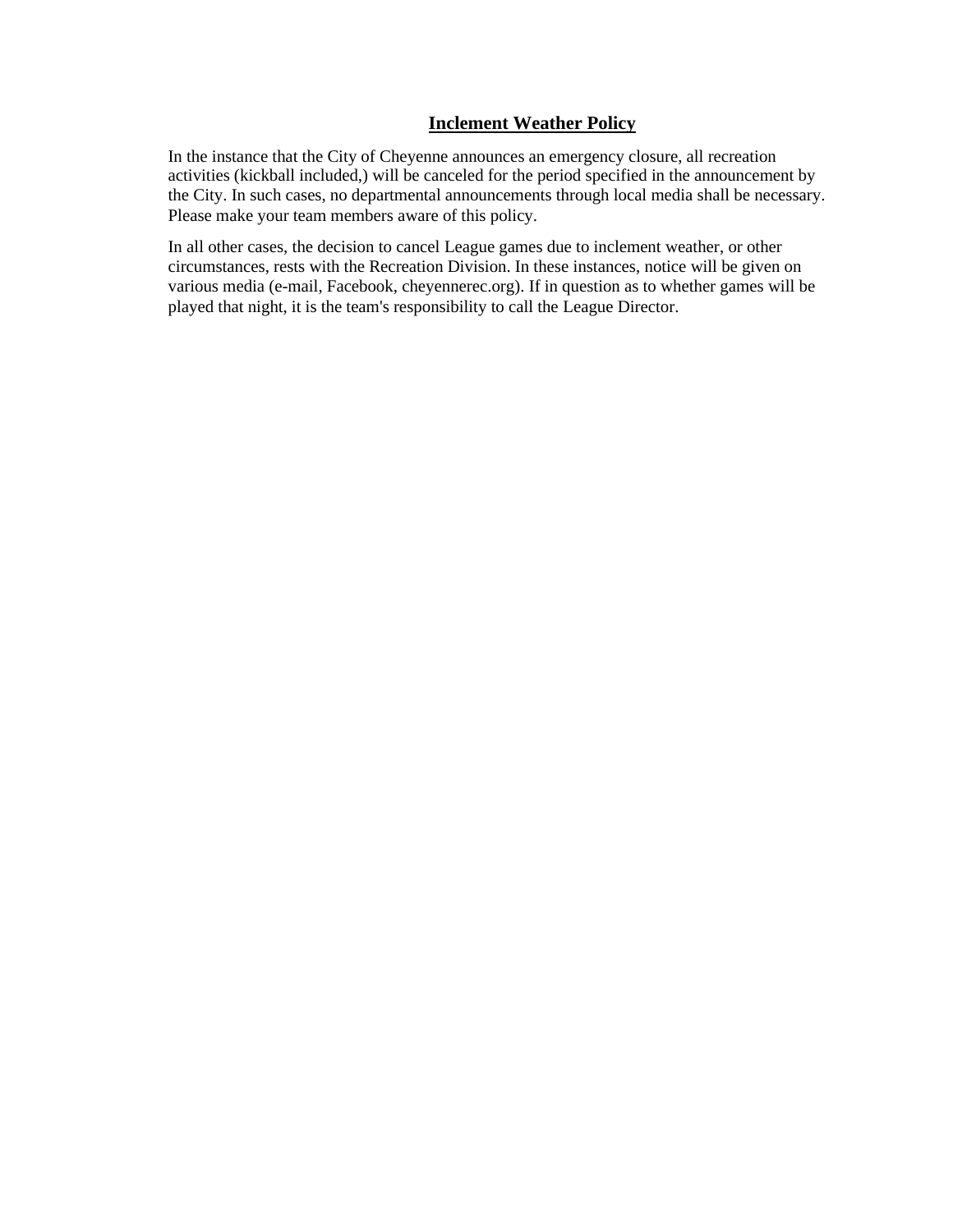## Inclement Weather Policy

In the instance that the City of Cheyenne announces an emergency closure, all recreation activities (kickball included,) will be canceled for the period specified in the announcement by the City. In such cases, no departmental announcements through local media shall be necessary. Please make your team members aware of this policy.

In all other cases, the decision to cancel League games due to inclement weather, or other circumstances, rests with the Recreation Division. In these instances, notice will be given on various media (e-mail, Facebook, cheyennerec.org). If in question as to whether games will be played that night, it is the team's responsibility to call the League Director.